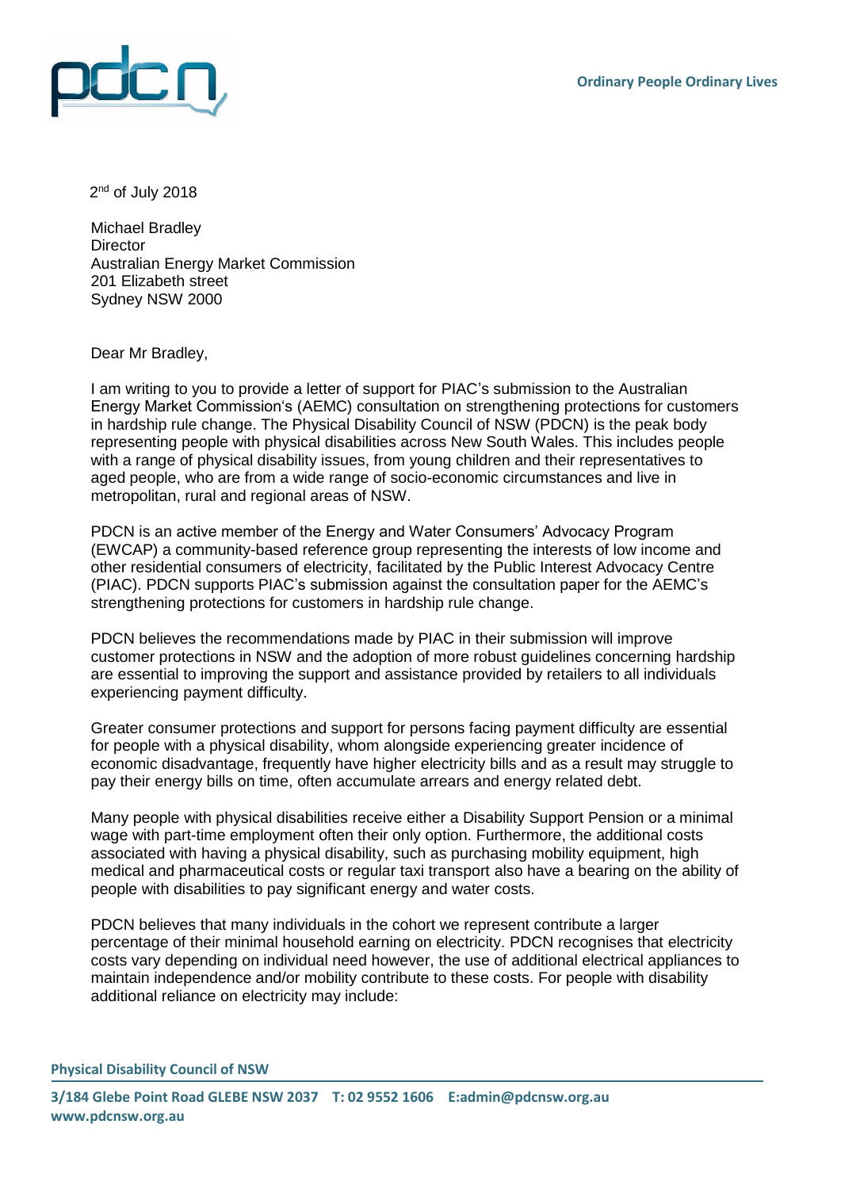2nd of July 2018

Michael Bradley
Director
Australian Energy Market Commission
201 Elizabeth street
Sydney NSW 2000

Dear Mr Bradley,

I am writing to you to provide a letter of support for PIAC's submission to the Australian Energy Market Commission's (AEMC) consultation on strengthening protections for customers in hardship rule change. The Physical Disability Council of NSW (PDCN) is the peak body representing people with physical disabilities across New South Wales. This includes people with a range of physical disability issues, from young children and their representatives to aged people, who are from a wide range of socio-economic circumstances and live in metropolitan, rural and regional areas of NSW.

PDCN is an active member of the Energy and Water Consumers' Advocacy Program (EWCAP) a community-based reference group representing the interests of low income and other residential consumers of electricity, facilitated by the Public Interest Advocacy Centre (PIAC). PDCN supports PIAC's submission against the consultation paper for the AEMC's strengthening protections for customers in hardship rule change.

PDCN believes the recommendations made by PIAC in their submission will improve customer protections in NSW and the adoption of more robust guidelines concerning hardship are essential to improving the support and assistance provided by retailers to all individuals experiencing payment difficulty.

Greater consumer protections and support for persons facing payment difficulty are essential for people with a physical disability, whom alongside experiencing greater incidence of economic disadvantage, frequently have higher electricity bills and as a result may struggle to pay their energy bills on time, often accumulate arrears and energy related debt.

Many people with physical disabilities receive either a Disability Support Pension or a minimal wage with part-time employment often their only option. Furthermore, the additional costs associated with having a physical disability, such as purchasing mobility equipment, high medical and pharmaceutical costs or regular taxi transport also have a bearing on the ability of people with disabilities to pay significant energy and water costs.

PDCN believes that many individuals in the cohort we represent contribute a larger percentage of their minimal household earning on electricity. PDCN recognises that electricity costs vary depending on individual need however, the use of additional electrical appliances to maintain independence and/or mobility contribute to these costs. For people with disability additional reliance on electricity may include: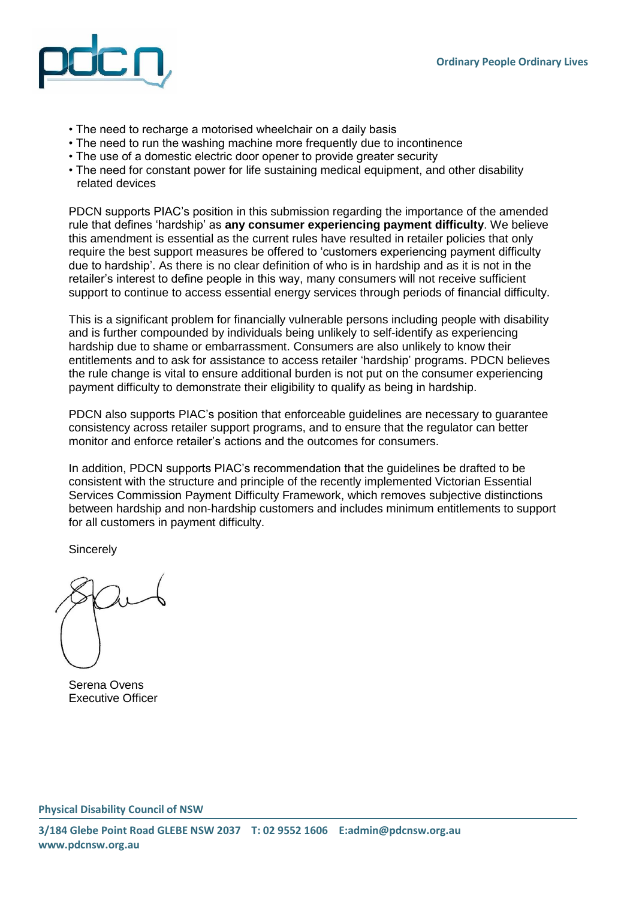- The need to recharge a motorised wheelchair on a daily basis
- The need to run the washing machine more frequently due to incontinence
- The use of a domestic electric door opener to provide greater security
- The need for constant power for life sustaining medical equipment, and other disability related devices

PDCN supports PIAC's position in this submission regarding the importance of the amended rule that defines 'hardship' as **any consumer experiencing payment difficulty**. We believe this amendment is essential as the current rules have resulted in retailer policies that only require the best support measures be offered to 'customers experiencing payment difficulty due to hardship'. As there is no clear definition of who is in hardship and as it is not in the retailer's interest to define people in this way, many consumers will not receive sufficient support to continue to access essential energy services through periods of financial difficulty.

This is a significant problem for financially vulnerable persons including people with disability and is further compounded by individuals being unlikely to self-identify as experiencing hardship due to shame or embarrassment. Consumers are also unlikely to know their entitlements and to ask for assistance to access retailer 'hardship' programs. PDCN believes the rule change is vital to ensure additional burden is not put on the consumer experiencing payment difficulty to demonstrate their eligibility to qualify as being in hardship.

PDCN also supports PIAC's position that enforceable guidelines are necessary to guarantee consistency across retailer support programs, and to ensure that the regulator can better monitor and enforce retailer's actions and the outcomes for consumers.

In addition, PDCN supports PIAC's recommendation that the guidelines be drafted to be consistent with the structure and principle of the recently implemented Victorian Essential Services Commission Payment Difficulty Framework, which removes subjective distinctions between hardship and non-hardship customers and includes minimum entitlements to support for all customers in payment difficulty.

Sincerely

Serena Ovens
Executive Officer